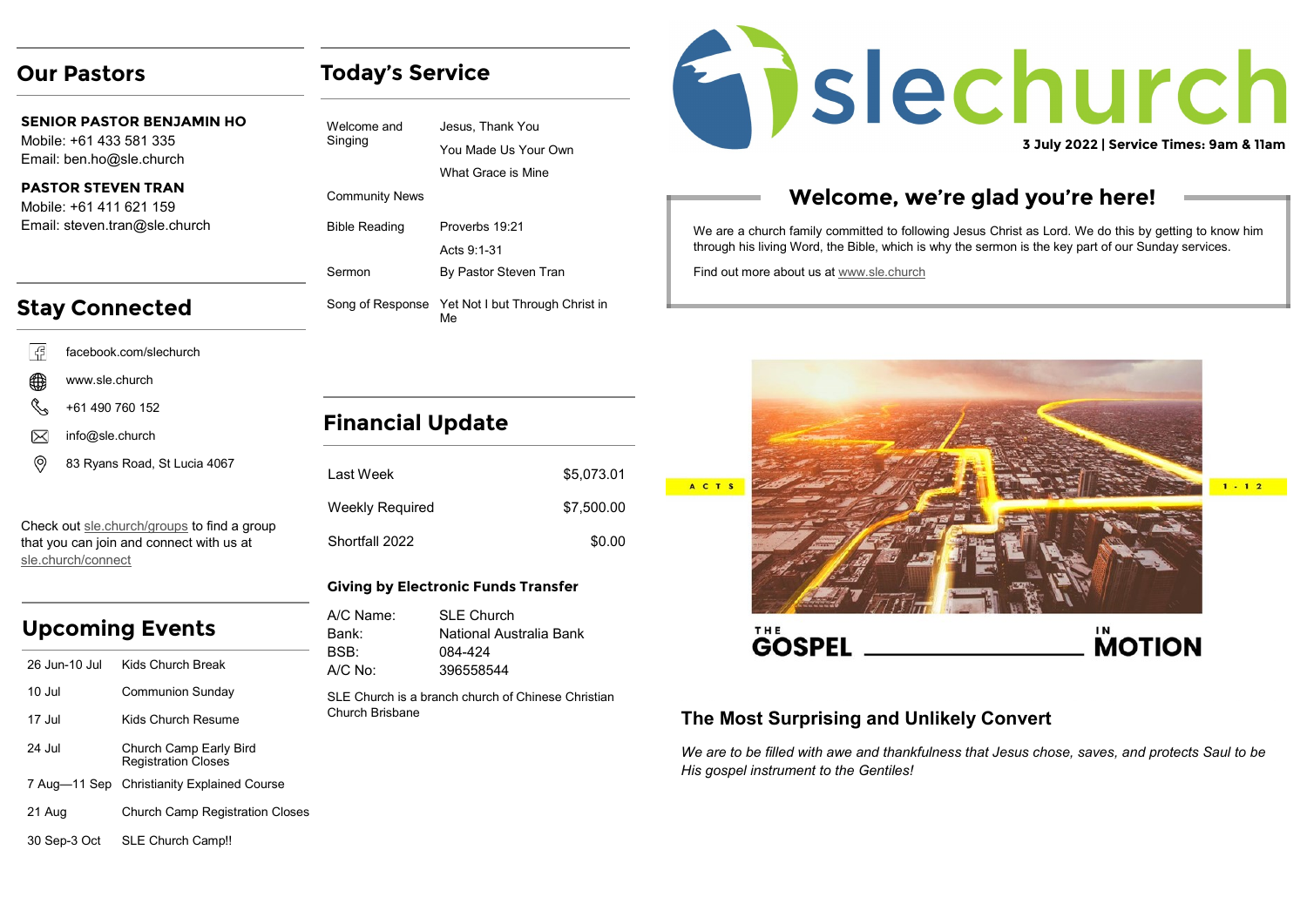## Our Pastors

**SENIOR PASTOR BENJAMIN HO**
Mobile: +61 433 581 335
Email: ben.ho@sle.church

**PASTOR STEVEN TRAN**
Mobile: +61 411 621 159
Email: steven.tran@sle.church

## Stay Connected

- facebook.com/slechurch
- www.sle.church
- +61 490 760 152
- info@sle.church
- 83 Ryans Road, St Lucia 4067

Check out sle.church/groups to find a group that you can join and connect with us at sle.church/connect

## Upcoming Events

| | |
|---|---|
| 26 Jun-10 Jul | Kids Church Break |
| 10 Jul | Communion Sunday |
| 17 Jul | Kids Church Resume |
| 24 Jul | Church Camp Early Bird Registration Closes |
| 7 Aug—11 Sep | Christianity Explained Course |
| 21 Aug | Church Camp Registration Closes |
| 30 Sep-3 Oct | SLE Church Camp!! |

## Today's Service

| | |
|---|---|
| Welcome and Singing | Jesus, Thank You<br>You Made Us Your Own<br>What Grace is Mine |
| Community News | |
| Bible Reading | Proverbs 19:21<br>Acts 9:1-31 |
| Sermon | By Pastor Steven Tran |
| Song of Response | Yet Not I but Through Christ in Me |

## Financial Update

| | |
|---|---|
| Last Week | $5,073.01 |
| Weekly Required | $7,500.00 |
| Shortfall 2022 | $0.00 |

**Giving by Electronic Funds Transfer**

A/C Name: SLE Church
Bank: National Australia Bank
BSB: 084-424
A/C No: 396558544

SLE Church is a branch church of Chinese Christian Church Brisbane

# slechurch

**3 July 2022 | Service Times: 9am & 11am**

## Welcome, we're glad you're here!

We are a church family committed to following Jesus Christ as Lord. We do this by getting to know him through his living Word, the Bible, which is why the sermon is the key part of our Sunday services.

Find out more about us at www.sle.church

ACTS 1-12

THE GOSPEL IN MOTION

### The Most Surprising and Unlikely Convert

*We are to be filled with awe and thankfulness that Jesus chose, saves, and protects Saul to be His gospel instrument to the Gentiles!*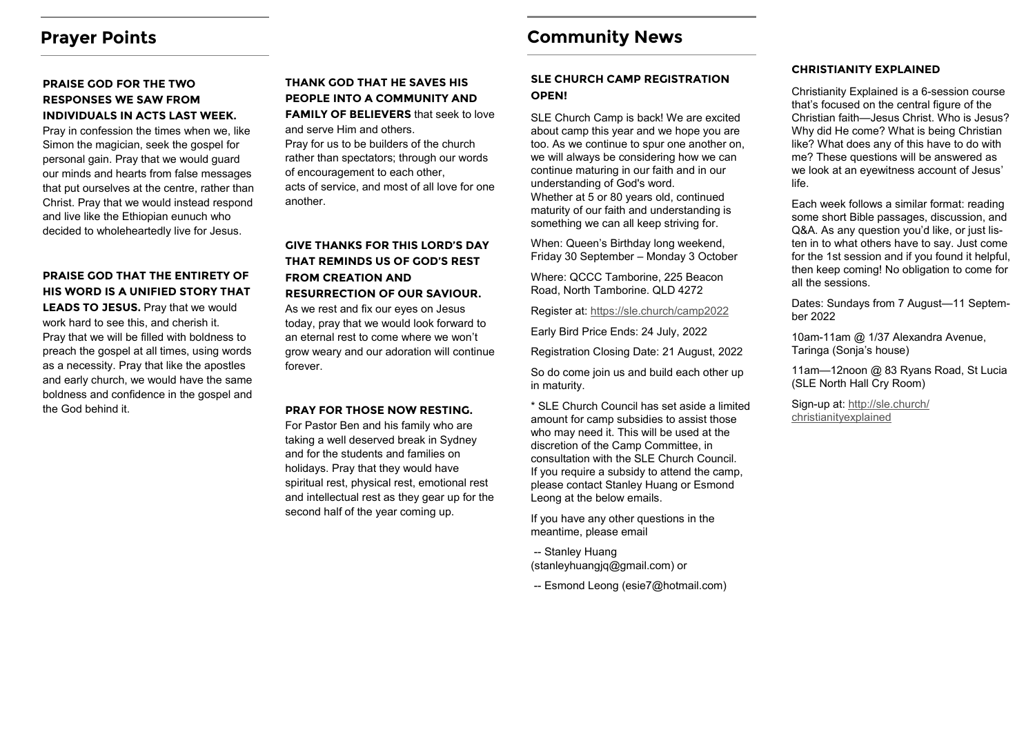## Prayer Points

**PRAISE GOD FOR THE TWO RESPONSES WE SAW FROM INDIVIDUALS IN ACTS LAST WEEK.**
Pray in confession the times when we, like Simon the magician, seek the gospel for personal gain. Pray that we would guard our minds and hearts from false messages that put ourselves at the centre, rather than Christ. Pray that we would instead respond and live like the Ethiopian eunuch who decided to wholeheartedly live for Jesus.

**PRAISE GOD THAT THE ENTIRETY OF HIS WORD IS A UNIFIED STORY THAT LEADS TO JESUS.** Pray that we would work hard to see this, and cherish it. Pray that we will be filled with boldness to preach the gospel at all times, using words as a necessity. Pray that like the apostles and early church, we would have the same boldness and confidence in the gospel and the God behind it.

**THANK GOD THAT HE SAVES HIS PEOPLE INTO A COMMUNITY AND FAMILY OF BELIEVERS** that seek to love and serve Him and others.
Pray for us to be builders of the church rather than spectators; through our words of encouragement to each other, acts of service, and most of all love for one another.

**GIVE THANKS FOR THIS LORD'S DAY THAT REMINDS US OF GOD'S REST FROM CREATION AND RESURRECTION OF OUR SAVIOUR.**
As we rest and fix our eyes on Jesus today, pray that we would look forward to an eternal rest to come where we won't grow weary and our adoration will continue forever.

**PRAY FOR THOSE NOW RESTING.**
For Pastor Ben and his family who are taking a well deserved break in Sydney and for the students and families on holidays. Pray that they would have spiritual rest, physical rest, emotional rest and intellectual rest as they gear up for the second half of the year coming up.

## Community News

**SLE CHURCH CAMP REGISTRATION OPEN!**

SLE Church Camp is back! We are excited about camp this year and we hope you are too. As we continue to spur one another on, we will always be considering how we can continue maturing in our faith and in our understanding of God's word.
Whether at 5 or 80 years old, continued maturity of our faith and understanding is something we can all keep striving for.

When: Queen's Birthday long weekend, Friday 30 September – Monday 3 October

Where: QCCC Tamborine, 225 Beacon Road, North Tamborine. QLD 4272

Register at: https://sle.church/camp2022

Early Bird Price Ends: 24 July, 2022

Registration Closing Date: 21 August, 2022

So do come join us and build each other up in maturity.

* SLE Church Council has set aside a limited amount for camp subsidies to assist those who may need it. This will be used at the discretion of the Camp Committee, in consultation with the SLE Church Council. If you require a subsidy to attend the camp, please contact Stanley Huang or Esmond Leong at the below emails.

If you have any other questions in the meantime, please email

-- Stanley Huang (stanleyhuangjq@gmail.com) or

-- Esmond Leong (esie7@hotmail.com)

**CHRISTIANITY EXPLAINED**

Christianity Explained is a 6-session course that's focused on the central figure of the Christian faith—Jesus Christ. Who is Jesus? Why did He come? What is being Christian like? What does any of this have to do with me? These questions will be answered as we look at an eyewitness account of Jesus' life.

Each week follows a similar format: reading some short Bible passages, discussion, and Q&A. As any question you'd like, or just listen in to what others have to say. Just come for the 1st session and if you found it helpful, then keep coming! No obligation to come for all the sessions.

Dates: Sundays from 7 August—11 September 2022

10am-11am @ 1/37 Alexandra Avenue, Taringa (Sonja's house)

11am—12noon @ 83 Ryans Road, St Lucia (SLE North Hall Cry Room)

Sign-up at: http://sle.church/christianityexplained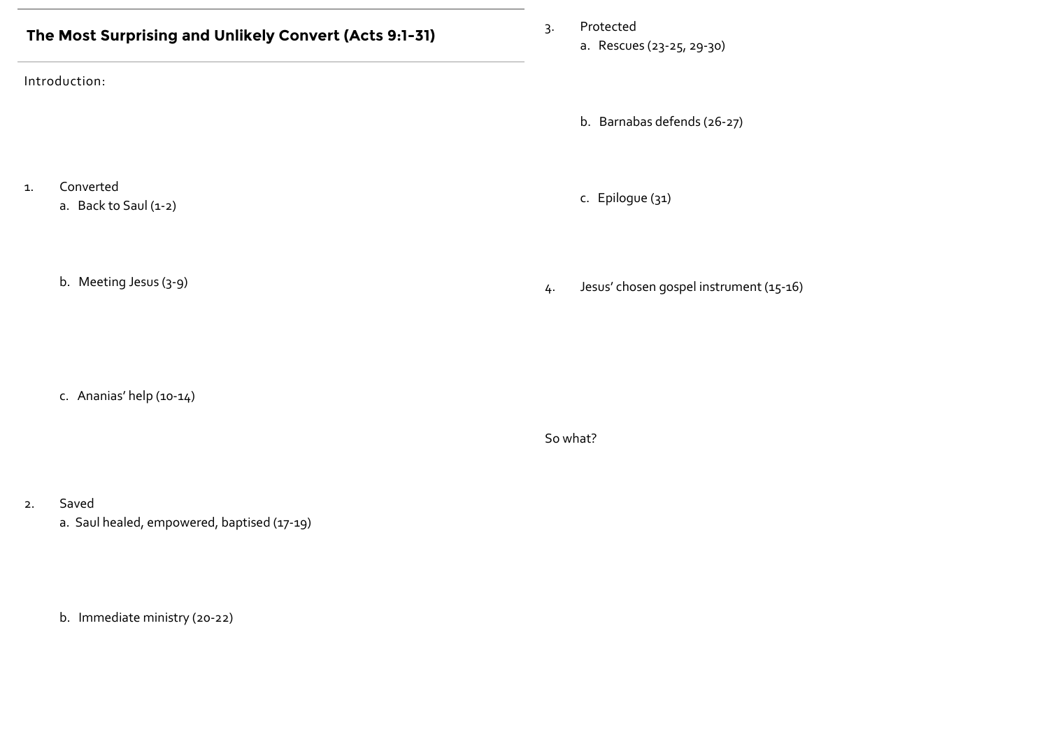## The Most Surprising and Unlikely Convert (Acts 9:1-31)

Introduction:

1. Converted
   a. Back to Saul (1-2)

   b. Meeting Jesus (3-9)

   c. Ananias' help (10-14)

2. Saved
   a. Saul healed, empowered, baptised (17-19)

   b. Immediate ministry (20-22)

3. Protected
   a. Rescues (23-25, 29-30)

   b. Barnabas defends (26-27)

   c. Epilogue (31)

4. Jesus' chosen gospel instrument (15-16)

So what?